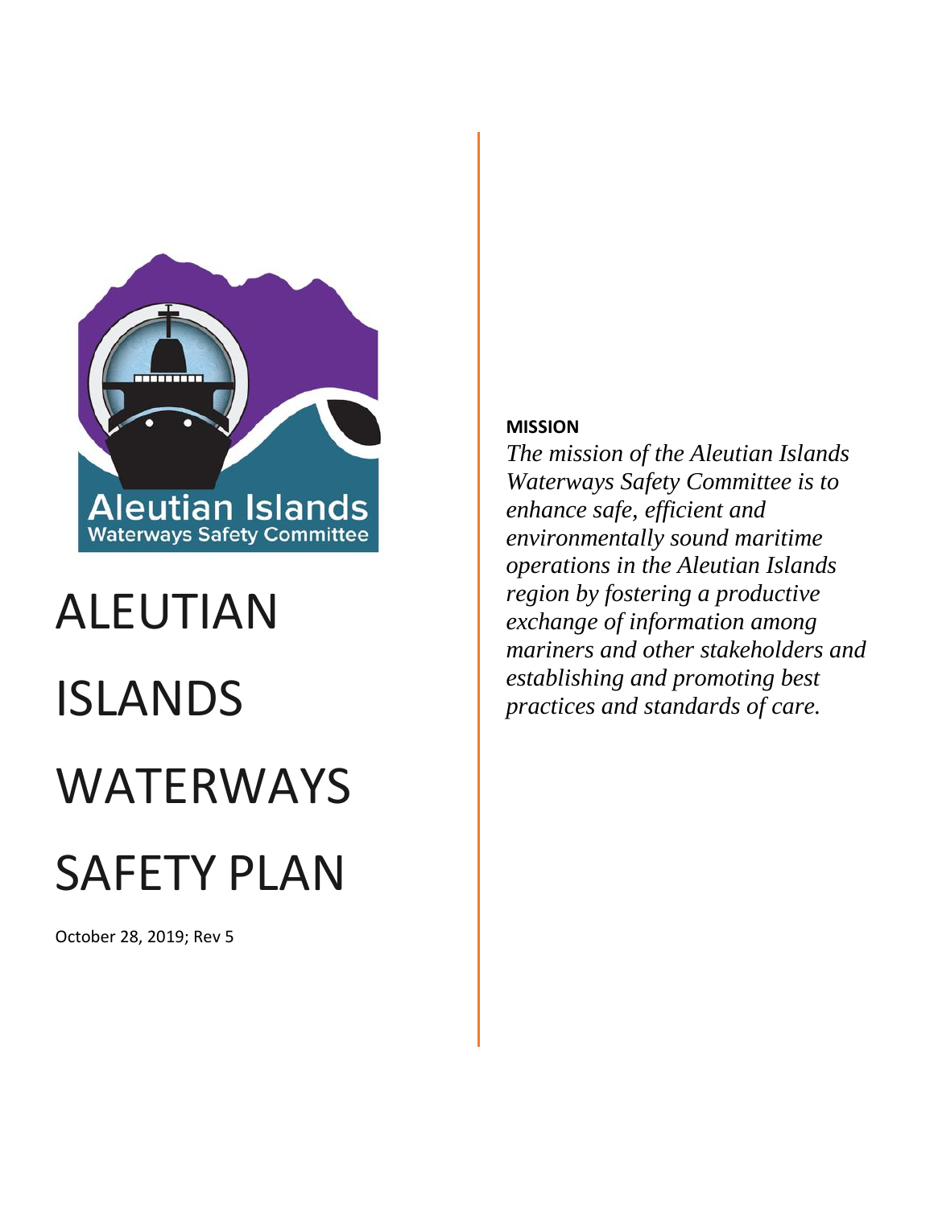# ALEUTIAN ISLANDS WATERWAYS SAFETY PLAN

October 28, 2019; Rev 5

**MISSION**

*The mission of the Aleutian Islands Waterways Safety Committee is to enhance safe, efficient and environmentally sound maritime operations in the Aleutian Islands region by fostering a productive exchange of information among mariners and other stakeholders and establishing and promoting best practices and standards of care.*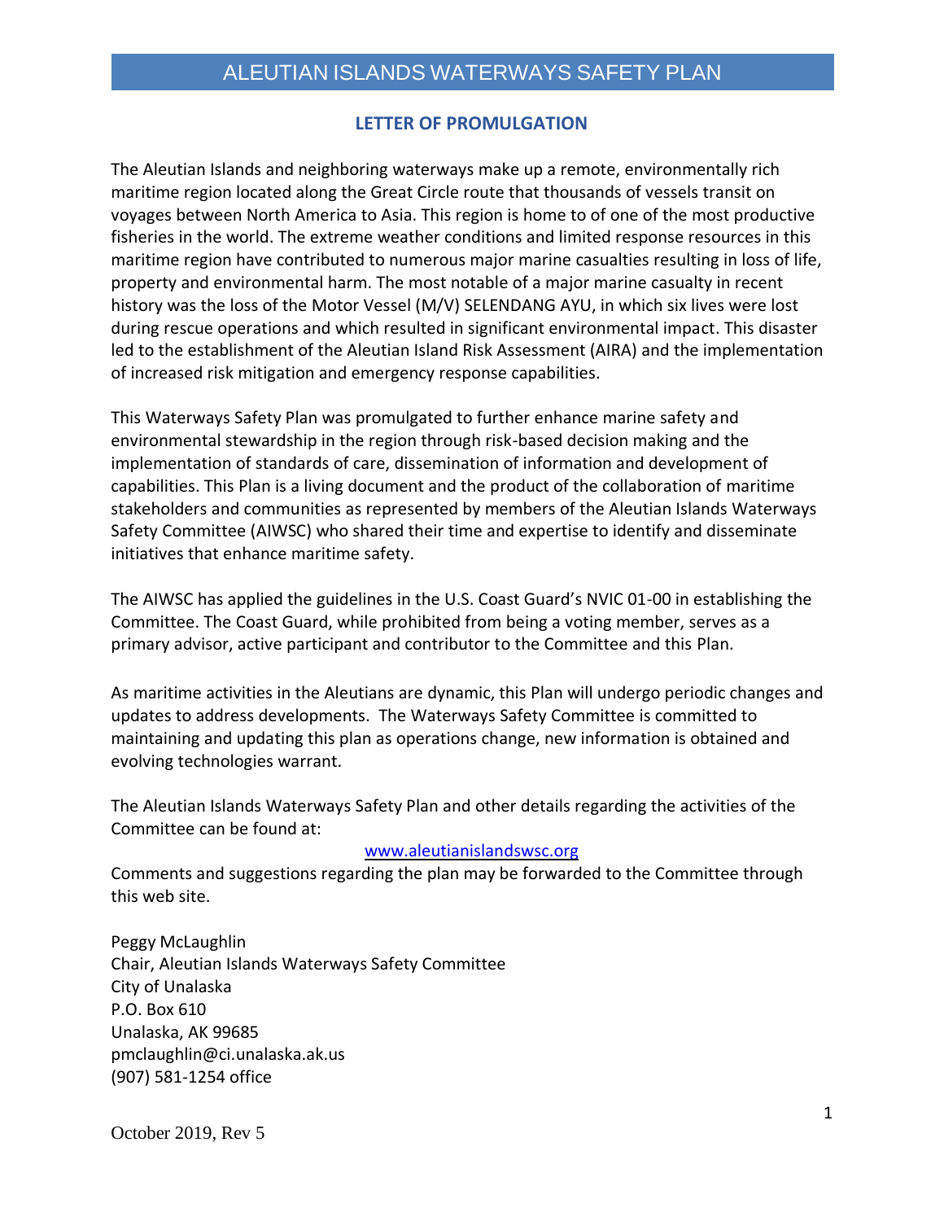## LETTER OF PROMULGATION

The Aleutian Islands and neighboring waterways make up a remote, environmentally rich maritime region located along the Great Circle route that thousands of vessels transit on voyages between North America to Asia. This region is home to of one of the most productive fisheries in the world. The extreme weather conditions and limited response resources in this maritime region have contributed to numerous major marine casualties resulting in loss of life, property and environmental harm. The most notable of a major marine casualty in recent history was the loss of the Motor Vessel (M/V) SELENDANG AYU, in which six lives were lost during rescue operations and which resulted in significant environmental impact. This disaster led to the establishment of the Aleutian Island Risk Assessment (AIRA) and the implementation of increased risk mitigation and emergency response capabilities.

This Waterways Safety Plan was promulgated to further enhance marine safety and environmental stewardship in the region through risk-based decision making and the implementation of standards of care, dissemination of information and development of capabilities. This Plan is a living document and the product of the collaboration of maritime stakeholders and communities as represented by members of the Aleutian Islands Waterways Safety Committee (AIWSC) who shared their time and expertise to identify and disseminate initiatives that enhance maritime safety.

The AIWSC has applied the guidelines in the U.S. Coast Guard's NVIC 01-00 in establishing the Committee. The Coast Guard, while prohibited from being a voting member, serves as a primary advisor, active participant and contributor to the Committee and this Plan.

As maritime activities in the Aleutians are dynamic, this Plan will undergo periodic changes and updates to address developments. The Waterways Safety Committee is committed to maintaining and updating this plan as operations change, new information is obtained and evolving technologies warrant.

The Aleutian Islands Waterways Safety Plan and other details regarding the activities of the Committee can be found at:

www.aleutianislandswsc.org

Comments and suggestions regarding the plan may be forwarded to the Committee through this web site.

Peggy McLaughlin
Chair, Aleutian Islands Waterways Safety Committee
City of Unalaska
P.O. Box 610
Unalaska, AK 99685
pmclaughlin@ci.unalaska.ak.us
(907) 581-1254 office

October 2019, Rev 5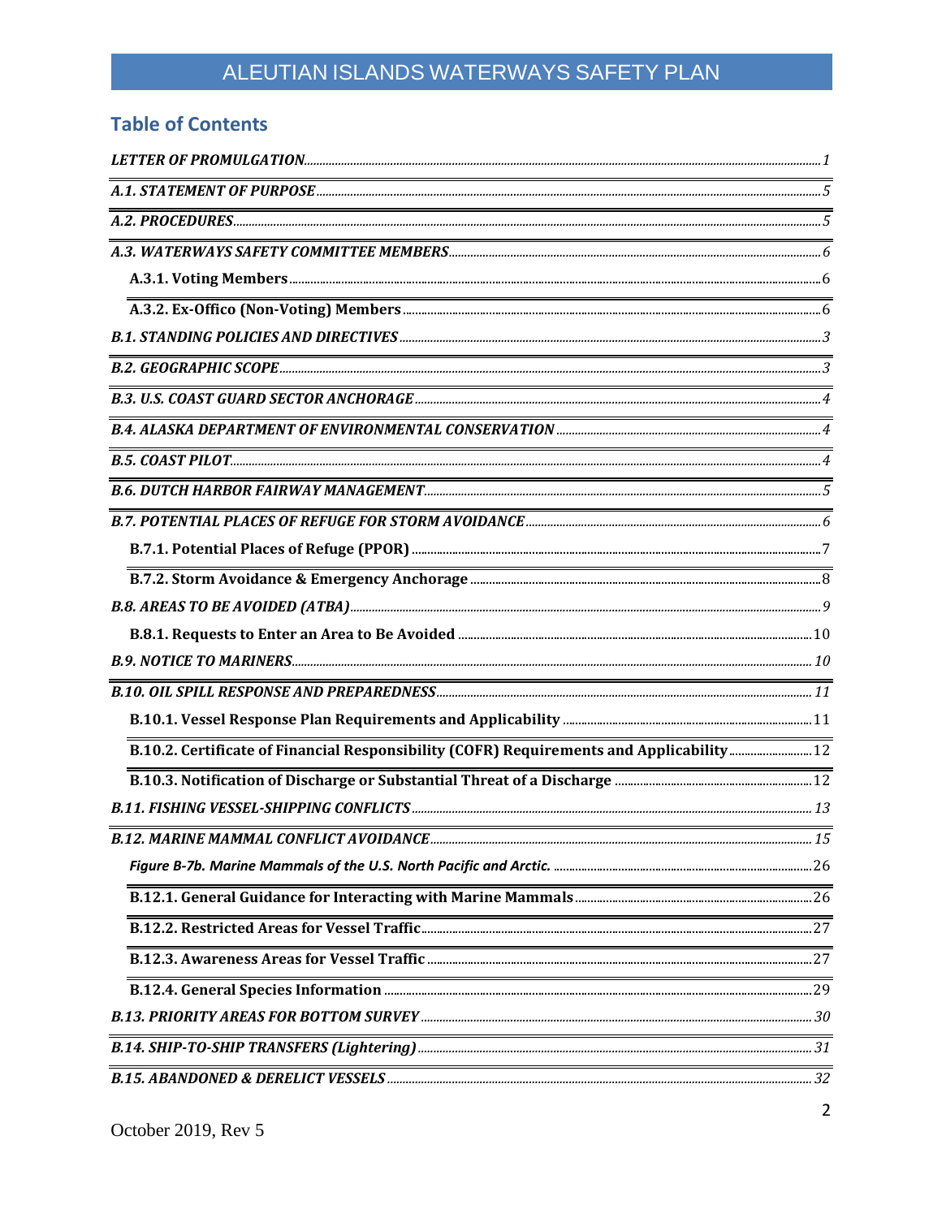## Table of Contents

*LETTER OF PROMULGATION* ..... 1

*A.1. STATEMENT OF PURPOSE* ..... 5

*A.2. PROCEDURES* ..... 5

*A.3. WATERWAYS SAFETY COMMITTEE MEMBERS* ..... 6

- **A.3.1. Voting Members** ..... 6
- **A.3.2. Ex-Offico (Non-Voting) Members** ..... 6

*B.1. STANDING POLICIES AND DIRECTIVES* ..... 3

*B.2. GEOGRAPHIC SCOPE* ..... 3

*B.3. U.S. COAST GUARD SECTOR ANCHORAGE* ..... 4

*B.4. ALASKA DEPARTMENT OF ENVIRONMENTAL CONSERVATION* ..... 4

*B.5. COAST PILOT* ..... 4

*B.6. DUTCH HARBOR FAIRWAY MANAGEMENT* ..... 5

*B.7. POTENTIAL PLACES OF REFUGE FOR STORM AVOIDANCE* ..... 6

- **B.7.1. Potential Places of Refuge (PPOR)** ..... 7
- **B.7.2. Storm Avoidance & Emergency Anchorage** ..... 8

*B.8. AREAS TO BE AVOIDED (ATBA)* ..... 9

- **B.8.1. Requests to Enter an Area to Be Avoided** ..... 10

*B.9. NOTICE TO MARINERS* ..... 10

*B.10. OIL SPILL RESPONSE AND PREPAREDNESS* ..... 11

- **B.10.1. Vessel Response Plan Requirements and Applicability** ..... 11
- **B.10.2. Certificate of Financial Responsibility (COFR) Requirements and Applicability** ..... 12
- **B.10.3. Notification of Discharge or Substantial Threat of a Discharge** ..... 12

*B.11. FISHING VESSEL-SHIPPING CONFLICTS* ..... 13

*B.12. MARINE MAMMAL CONFLICT AVOIDANCE* ..... 15

- ***Figure B-7b. Marine Mammals of the U.S. North Pacific and Arctic.*** ..... 26
- **B.12.1. General Guidance for Interacting with Marine Mammals** ..... 26
- **B.12.2. Restricted Areas for Vessel Traffic** ..... 27
- **B.12.3. Awareness Areas for Vessel Traffic** ..... 27
- **B.12.4. General Species Information** ..... 29

*B.13. PRIORITY AREAS FOR BOTTOM SURVEY* ..... 30

*B.14. SHIP-TO-SHIP TRANSFERS (Lightering)* ..... 31

*B.15. ABANDONED & DERELICT VESSELS* ..... 32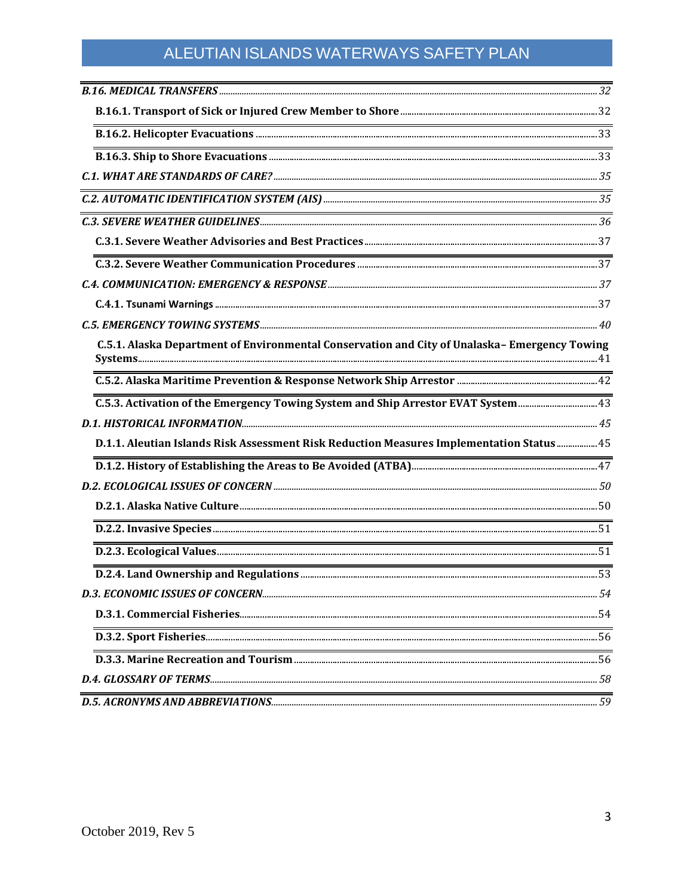*B.16. MEDICAL TRANSFERS* ..... *32*

**B.16.1. Transport of Sick or Injured Crew Member to Shore** ..... 32

**B.16.2. Helicopter Evacuations** ..... 33

**B.16.3. Ship to Shore Evacuations** ..... 33

*C.1. WHAT ARE STANDARDS OF CARE?* ..... *35*

*C.2. AUTOMATIC IDENTIFICATION SYSTEM (AIS)* ..... *35*

*C.3. SEVERE WEATHER GUIDELINES* ..... *36*

**C.3.1. Severe Weather Advisories and Best Practices** ..... 37

**C.3.2. Severe Weather Communication Procedures** ..... 37

*C.4. COMMUNICATION: EMERGENCY & RESPONSE* ..... *37*

**C.4.1. Tsunami Warnings** ..... 37

*C.5. EMERGENCY TOWING SYSTEMS* ..... *40*

**C.5.1. Alaska Department of Environmental Conservation and City of Unalaska– Emergency Towing Systems** ..... 41

**C.5.2. Alaska Maritime Prevention & Response Network Ship Arrestor** ..... 42

**C.5.3. Activation of the Emergency Towing System and Ship Arrestor EVAT System** ..... 43

*D.1. HISTORICAL INFORMATION* ..... *45*

**D.1.1. Aleutian Islands Risk Assessment Risk Reduction Measures Implementation Status** ..... 45

**D.1.2. History of Establishing the Areas to Be Avoided (ATBA)** ..... 47

*D.2. ECOLOGICAL ISSUES OF CONCERN* ..... *50*

**D.2.1. Alaska Native Culture** ..... 50

**D.2.2. Invasive Species** ..... 51

**D.2.3. Ecological Values** ..... 51

**D.2.4. Land Ownership and Regulations** ..... 53

*D.3. ECONOMIC ISSUES OF CONCERN* ..... *54*

**D.3.1. Commercial Fisheries** ..... 54

**D.3.2. Sport Fisheries** ..... 56

**D.3.3. Marine Recreation and Tourism** ..... 56

*D.4. GLOSSARY OF TERMS* ..... *58*

*D.5. ACRONYMS AND ABBREVIATIONS* ..... *59*

October 2019, Rev 5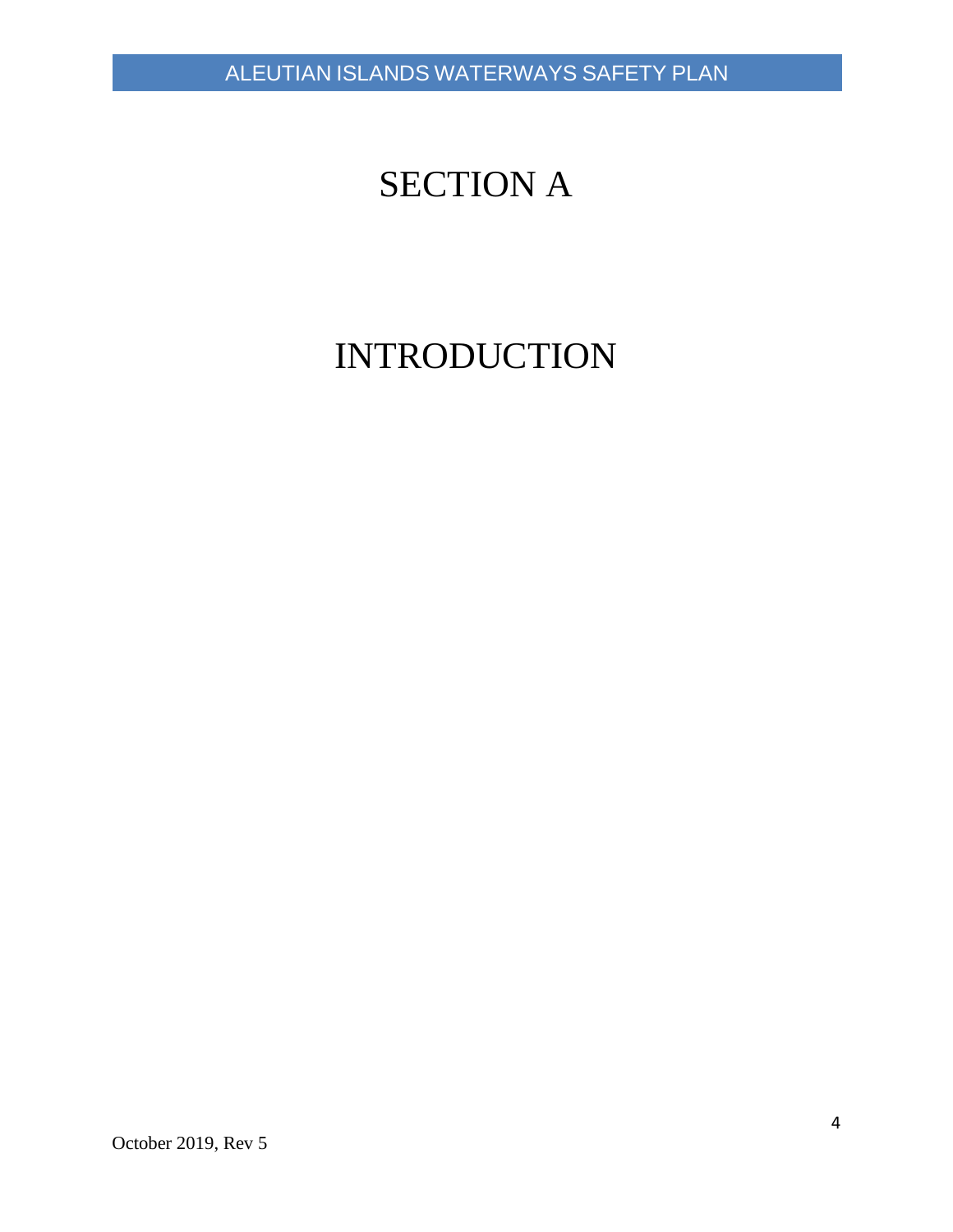# SECTION A

# INTRODUCTION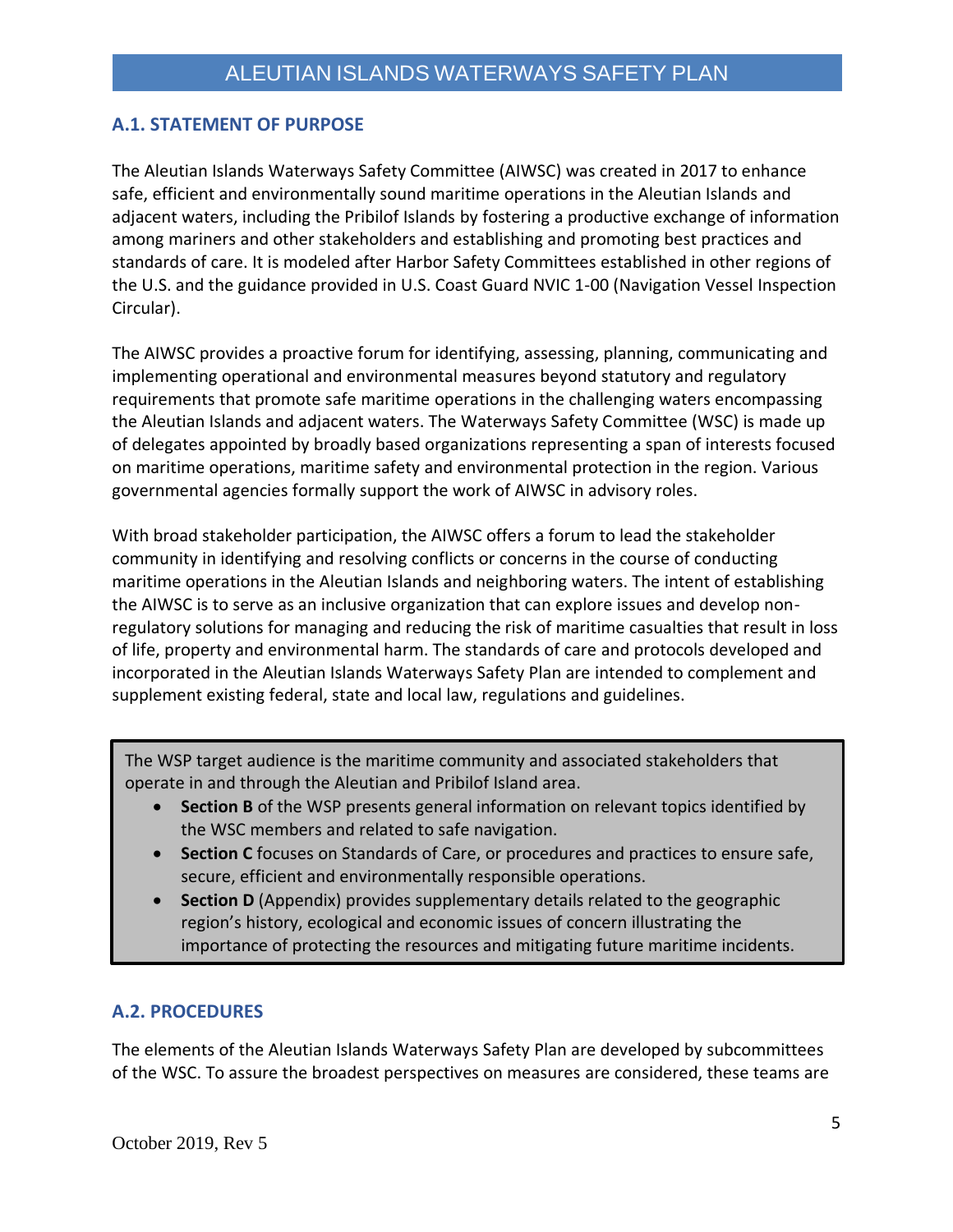## A.1. STATEMENT OF PURPOSE

The Aleutian Islands Waterways Safety Committee (AIWSC) was created in 2017 to enhance safe, efficient and environmentally sound maritime operations in the Aleutian Islands and adjacent waters, including the Pribilof Islands by fostering a productive exchange of information among mariners and other stakeholders and establishing and promoting best practices and standards of care. It is modeled after Harbor Safety Committees established in other regions of the U.S. and the guidance provided in U.S. Coast Guard NVIC 1-00 (Navigation Vessel Inspection Circular).

The AIWSC provides a proactive forum for identifying, assessing, planning, communicating and implementing operational and environmental measures beyond statutory and regulatory requirements that promote safe maritime operations in the challenging waters encompassing the Aleutian Islands and adjacent waters. The Waterways Safety Committee (WSC) is made up of delegates appointed by broadly based organizations representing a span of interests focused on maritime operations, maritime safety and environmental protection in the region. Various governmental agencies formally support the work of AIWSC in advisory roles.

With broad stakeholder participation, the AIWSC offers a forum to lead the stakeholder community in identifying and resolving conflicts or concerns in the course of conducting maritime operations in the Aleutian Islands and neighboring waters. The intent of establishing the AIWSC is to serve as an inclusive organization that can explore issues and develop non-regulatory solutions for managing and reducing the risk of maritime casualties that result in loss of life, property and environmental harm. The standards of care and protocols developed and incorporated in the Aleutian Islands Waterways Safety Plan are intended to complement and supplement existing federal, state and local law, regulations and guidelines.

> The WSP target audience is the maritime community and associated stakeholders that operate in and through the Aleutian and Pribilof Island area.
>
> - **Section B** of the WSP presents general information on relevant topics identified by the WSC members and related to safe navigation.
> - **Section C** focuses on Standards of Care, or procedures and practices to ensure safe, secure, efficient and environmentally responsible operations.
> - **Section D** (Appendix) provides supplementary details related to the geographic region's history, ecological and economic issues of concern illustrating the importance of protecting the resources and mitigating future maritime incidents.

## A.2. PROCEDURES

The elements of the Aleutian Islands Waterways Safety Plan are developed by subcommittees of the WSC. To assure the broadest perspectives on measures are considered, these teams are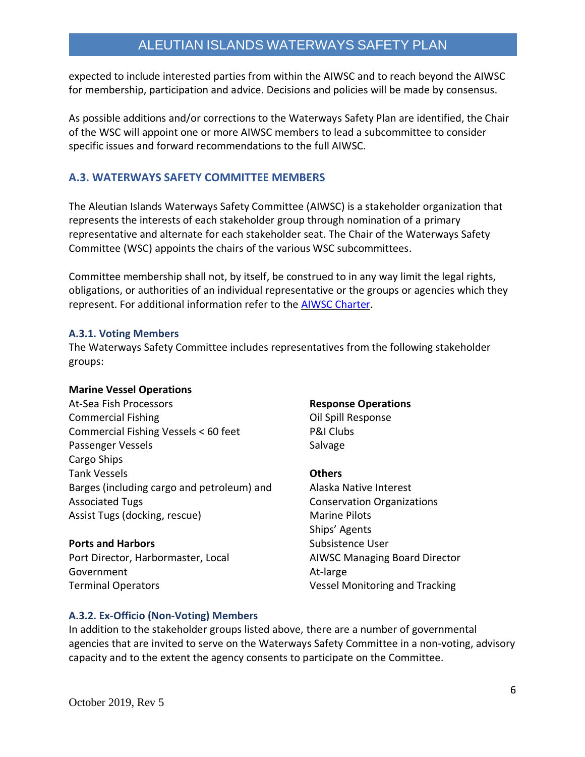expected to include interested parties from within the AIWSC and to reach beyond the AIWSC for membership, participation and advice. Decisions and policies will be made by consensus.

As possible additions and/or corrections to the Waterways Safety Plan are identified, the Chair of the WSC will appoint one or more AIWSC members to lead a subcommittee to consider specific issues and forward recommendations to the full AIWSC.

## A.3. WATERWAYS SAFETY COMMITTEE MEMBERS

The Aleutian Islands Waterways Safety Committee (AIWSC) is a stakeholder organization that represents the interests of each stakeholder group through nomination of a primary representative and alternate for each stakeholder seat. The Chair of the Waterways Safety Committee (WSC) appoints the chairs of the various WSC subcommittees.

Committee membership shall not, by itself, be construed to in any way limit the legal rights, obligations, or authorities of an individual representative or the groups or agencies which they represent. For additional information refer to the [AIWSC Charter](AIWSC Charter).

### A.3.1. Voting Members

The Waterways Safety Committee includes representatives from the following stakeholder groups:

**Marine Vessel Operations**
At-Sea Fish Processors
Commercial Fishing
Commercial Fishing Vessels < 60 feet
Passenger Vessels
Cargo Ships
Tank Vessels
Barges (including cargo and petroleum) and Associated Tugs
Assist Tugs (docking, rescue)

**Ports and Harbors**
Port Director, Harbormaster, Local Government
Terminal Operators

**Response Operations**
Oil Spill Response
P&I Clubs
Salvage

**Others**
Alaska Native Interest
Conservation Organizations
Marine Pilots
Ships' Agents
Subsistence User
AIWSC Managing Board Director
At-large
Vessel Monitoring and Tracking

### A.3.2. Ex-Officio (Non-Voting) Members

In addition to the stakeholder groups listed above, there are a number of governmental agencies that are invited to serve on the Waterways Safety Committee in a non-voting, advisory capacity and to the extent the agency consents to participate on the Committee.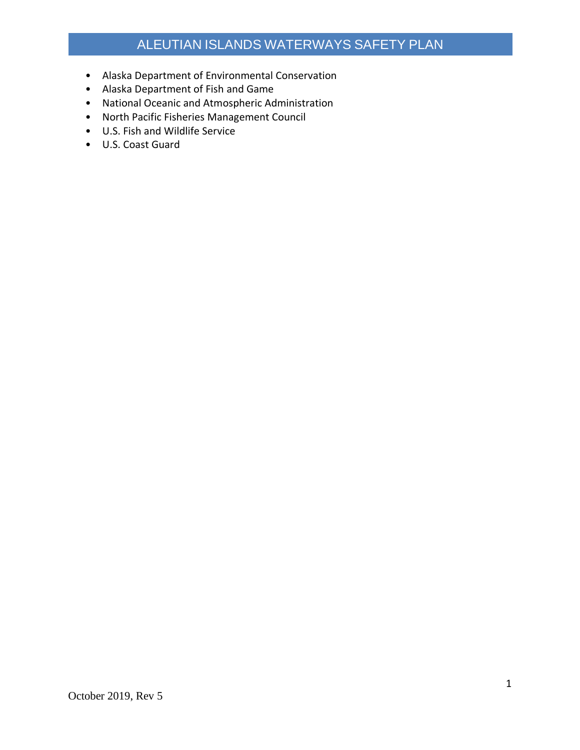- Alaska Department of Environmental Conservation
- Alaska Department of Fish and Game
- National Oceanic and Atmospheric Administration
- North Pacific Fisheries Management Council
- U.S. Fish and Wildlife Service
- U.S. Coast Guard